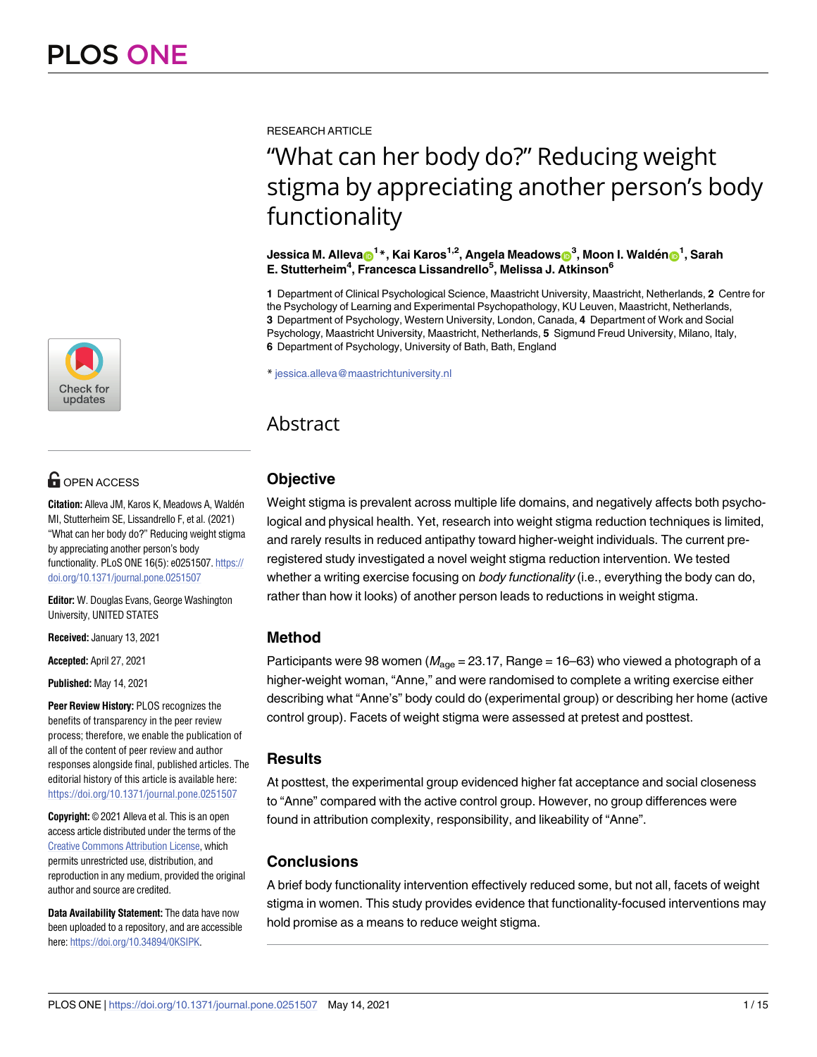RESEARCH ARTICLE

# "What can her body do?" Reducing weight stigma by appreciating another person's body functionality

**Jessica M. Alleva[1]*, Kai Karos[1,2], Angela Meadows[3], Moon I. Waldén[1], Sarah E. Stutterheim[4], Francesca Lissandrello[5], Melissa J. Atkinson[6]**

**1** Department of Clinical Psychological Science, Maastricht University, Maastricht, Netherlands, **2** Centre for the Psychology of Learning and Experimental Psychopathology, KU Leuven, Maastricht, Netherlands, **3** Department of Psychology, Western University, London, Canada, **4** Department of Work and Social Psychology, Maastricht University, Maastricht, Netherlands, **5** Sigmund Freud University, Milano, Italy, **6** Department of Psychology, University of Bath, Bath, England

* jessica.alleva@maastrichtuniversity.nl

OPEN ACCESS

**Citation:** Alleva JM, Karos K, Meadows A, Waldén MI, Stutterheim SE, Lissandrello F, et al. (2021) "What can her body do?" Reducing weight stigma by appreciating another person's body functionality. PLoS ONE 16(5): e0251507. https://doi.org/10.1371/journal.pone.0251507

**Editor:** W. Douglas Evans, George Washington University, UNITED STATES

**Received:** January 13, 2021

**Accepted:** April 27, 2021

**Published:** May 14, 2021

**Peer Review History:** PLOS recognizes the benefits of transparency in the peer review process; therefore, we enable the publication of all of the content of peer review and author responses alongside final, published articles. The editorial history of this article is available here: https://doi.org/10.1371/journal.pone.0251507

**Copyright:** © 2021 Alleva et al. This is an open access article distributed under the terms of the Creative Commons Attribution License, which permits unrestricted use, distribution, and reproduction in any medium, provided the original author and source are credited.

**Data Availability Statement:** The data have now been uploaded to a repository, and are accessible here: https://doi.org/10.34894/0KSIPK.

## Abstract

### Objective

Weight stigma is prevalent across multiple life domains, and negatively affects both psychological and physical health. Yet, research into weight stigma reduction techniques is limited, and rarely results in reduced antipathy toward higher-weight individuals. The current pre-registered study investigated a novel weight stigma reduction intervention. We tested whether a writing exercise focusing on *body functionality* (i.e., everything the body can do, rather than how it looks) of another person leads to reductions in weight stigma.

### Method

Participants were 98 women ($M_{age}$ = 23.17, Range = 16–63) who viewed a photograph of a higher-weight woman, "Anne," and were randomised to complete a writing exercise either describing what "Anne's" body could do (experimental group) or describing her home (active control group). Facets of weight stigma were assessed at pretest and posttest.

### Results

At posttest, the experimental group evidenced higher fat acceptance and social closeness to "Anne" compared with the active control group. However, no group differences were found in attribution complexity, responsibility, and likeability of "Anne".

### Conclusions

A brief body functionality intervention effectively reduced some, but not all, facets of weight stigma in women. This study provides evidence that functionality-focused interventions may hold promise as a means to reduce weight stigma.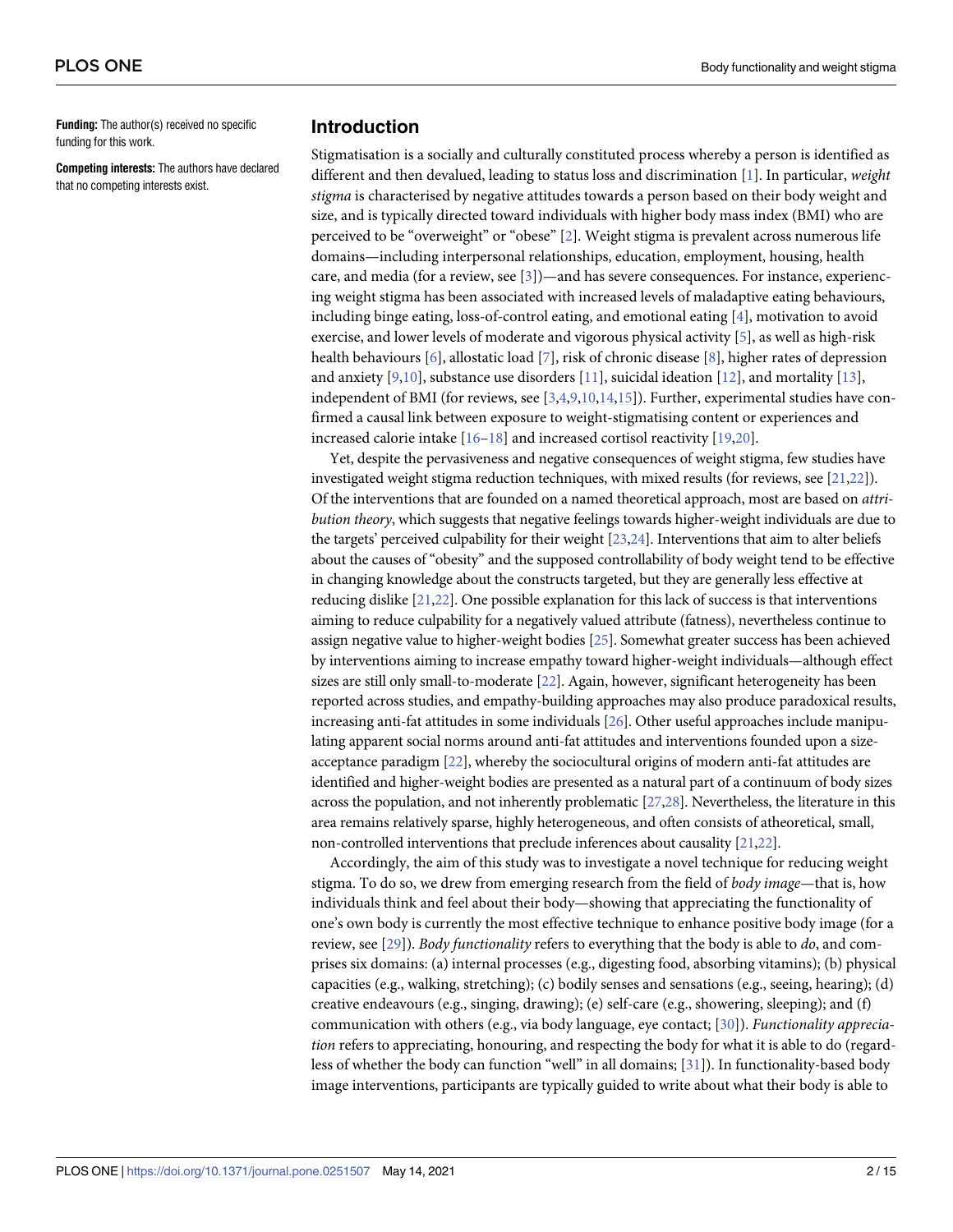**Funding:** The author(s) received no specific funding for this work.

**Competing interests:** The authors have declared that no competing interests exist.

## Introduction

Stigmatisation is a socially and culturally constituted process whereby a person is identified as different and then devalued, leading to status loss and discrimination [1]. In particular, *weight stigma* is characterised by negative attitudes towards a person based on their body weight and size, and is typically directed toward individuals with higher body mass index (BMI) who are perceived to be "overweight" or "obese" [2]. Weight stigma is prevalent across numerous life domains—including interpersonal relationships, education, employment, housing, health care, and media (for a review, see [3])—and has severe consequences. For instance, experiencing weight stigma has been associated with increased levels of maladaptive eating behaviours, including binge eating, loss-of-control eating, and emotional eating [4], motivation to avoid exercise, and lower levels of moderate and vigorous physical activity [5], as well as high-risk health behaviours [6], allostatic load [7], risk of chronic disease [8], higher rates of depression and anxiety [9,10], substance use disorders [11], suicidal ideation [12], and mortality [13], independent of BMI (for reviews, see [3,4,9,10,14,15]). Further, experimental studies have confirmed a causal link between exposure to weight-stigmatising content or experiences and increased calorie intake [16–18] and increased cortisol reactivity [19,20].

Yet, despite the pervasiveness and negative consequences of weight stigma, few studies have investigated weight stigma reduction techniques, with mixed results (for reviews, see [21,22]). Of the interventions that are founded on a named theoretical approach, most are based on *attribution theory*, which suggests that negative feelings towards higher-weight individuals are due to the targets' perceived culpability for their weight [23,24]. Interventions that aim to alter beliefs about the causes of "obesity" and the supposed controllability of body weight tend to be effective in changing knowledge about the constructs targeted, but they are generally less effective at reducing dislike [21,22]. One possible explanation for this lack of success is that interventions aiming to reduce culpability for a negatively valued attribute (fatness), nevertheless continue to assign negative value to higher-weight bodies [25]. Somewhat greater success has been achieved by interventions aiming to increase empathy toward higher-weight individuals—although effect sizes are still only small-to-moderate [22]. Again, however, significant heterogeneity has been reported across studies, and empathy-building approaches may also produce paradoxical results, increasing anti-fat attitudes in some individuals [26]. Other useful approaches include manipulating apparent social norms around anti-fat attitudes and interventions founded upon a size-acceptance paradigm [22], whereby the sociocultural origins of modern anti-fat attitudes are identified and higher-weight bodies are presented as a natural part of a continuum of body sizes across the population, and not inherently problematic [27,28]. Nevertheless, the literature in this area remains relatively sparse, highly heterogeneous, and often consists of atheoretical, small, non-controlled interventions that preclude inferences about causality [21,22].

Accordingly, the aim of this study was to investigate a novel technique for reducing weight stigma. To do so, we drew from emerging research from the field of *body image*—that is, how individuals think and feel about their body—showing that appreciating the functionality of one's own body is currently the most effective technique to enhance positive body image (for a review, see [29]). *Body functionality* refers to everything that the body is able to *do*, and comprises six domains: (a) internal processes (e.g., digesting food, absorbing vitamins); (b) physical capacities (e.g., walking, stretching); (c) bodily senses and sensations (e.g., seeing, hearing); (d) creative endeavours (e.g., singing, drawing); (e) self-care (e.g., showering, sleeping); and (f) communication with others (e.g., via body language, eye contact; [30]). *Functionality appreciation* refers to appreciating, honouring, and respecting the body for what it is able to do (regardless of whether the body can function "well" in all domains; [31]). In functionality-based body image interventions, participants are typically guided to write about what their body is able to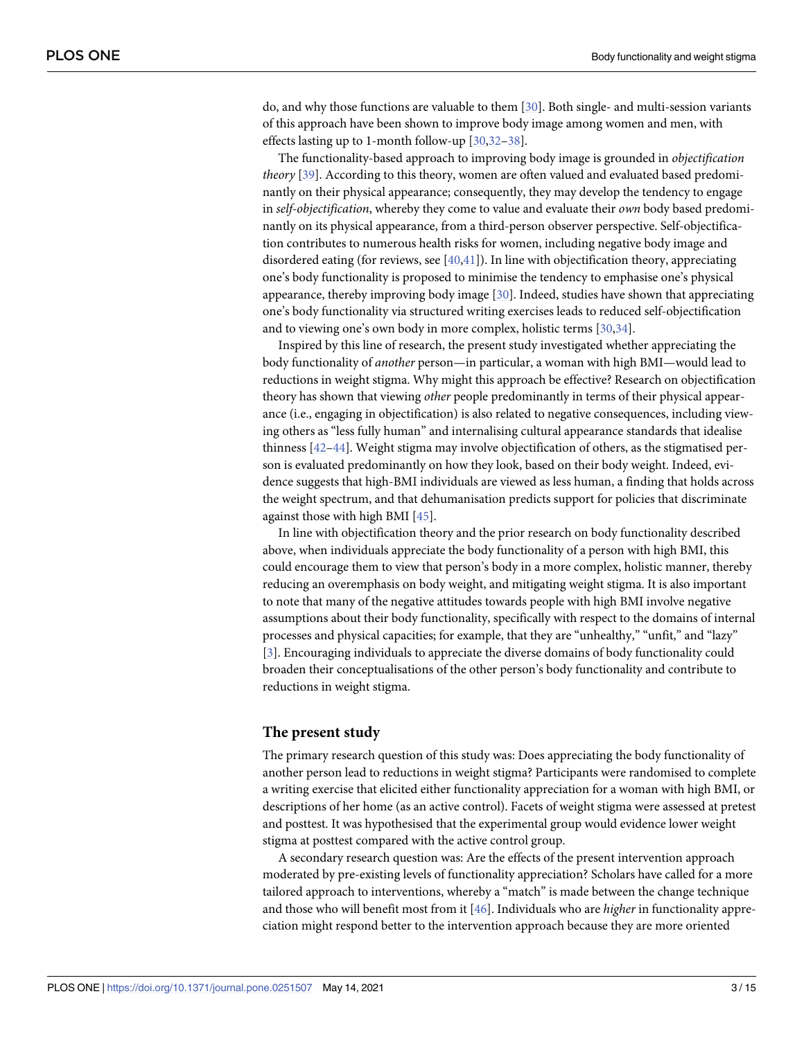do, and why those functions are valuable to them [30]. Both single- and multi-session variants of this approach have been shown to improve body image among women and men, with effects lasting up to 1-month follow-up [30,32–38].

The functionality-based approach to improving body image is grounded in *objectification theory* [39]. According to this theory, women are often valued and evaluated based predominantly on their physical appearance; consequently, they may develop the tendency to engage in *self-objectification*, whereby they come to value and evaluate their *own* body based predominantly on its physical appearance, from a third-person observer perspective. Self-objectification contributes to numerous health risks for women, including negative body image and disordered eating (for reviews, see [40,41]). In line with objectification theory, appreciating one's body functionality is proposed to minimise the tendency to emphasise one's physical appearance, thereby improving body image [30]. Indeed, studies have shown that appreciating one's body functionality via structured writing exercises leads to reduced self-objectification and to viewing one's own body in more complex, holistic terms [30,34].

Inspired by this line of research, the present study investigated whether appreciating the body functionality of *another* person—in particular, a woman with high BMI—would lead to reductions in weight stigma. Why might this approach be effective? Research on objectification theory has shown that viewing *other* people predominantly in terms of their physical appearance (i.e., engaging in objectification) is also related to negative consequences, including viewing others as "less fully human" and internalising cultural appearance standards that idealise thinness [42–44]. Weight stigma may involve objectification of others, as the stigmatised person is evaluated predominantly on how they look, based on their body weight. Indeed, evidence suggests that high-BMI individuals are viewed as less human, a finding that holds across the weight spectrum, and that dehumanisation predicts support for policies that discriminate against those with high BMI [45].

In line with objectification theory and the prior research on body functionality described above, when individuals appreciate the body functionality of a person with high BMI, this could encourage them to view that person's body in a more complex, holistic manner, thereby reducing an overemphasis on body weight, and mitigating weight stigma. It is also important to note that many of the negative attitudes towards people with high BMI involve negative assumptions about their body functionality, specifically with respect to the domains of internal processes and physical capacities; for example, that they are "unhealthy," "unfit," and "lazy" [3]. Encouraging individuals to appreciate the diverse domains of body functionality could broaden their conceptualisations of the other person's body functionality and contribute to reductions in weight stigma.

## The present study

The primary research question of this study was: Does appreciating the body functionality of another person lead to reductions in weight stigma? Participants were randomised to complete a writing exercise that elicited either functionality appreciation for a woman with high BMI, or descriptions of her home (as an active control). Facets of weight stigma were assessed at pretest and posttest. It was hypothesised that the experimental group would evidence lower weight stigma at posttest compared with the active control group.

A secondary research question was: Are the effects of the present intervention approach moderated by pre-existing levels of functionality appreciation? Scholars have called for a more tailored approach to interventions, whereby a "match" is made between the change technique and those who will benefit most from it [46]. Individuals who are *higher* in functionality appreciation might respond better to the intervention approach because they are more oriented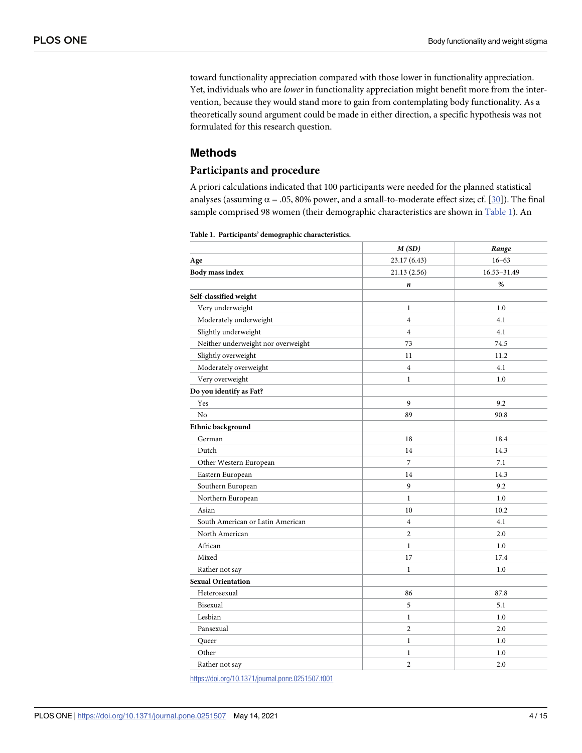toward functionality appreciation compared with those lower in functionality appreciation. Yet, individuals who are *lower* in functionality appreciation might benefit more from the intervention, because they would stand more to gain from contemplating body functionality. As a theoretically sound argument could be made in either direction, a specific hypothesis was not formulated for this research question.

## Methods

### Participants and procedure

A priori calculations indicated that 100 participants were needed for the planned statistical analyses (assuming $\alpha = .05$, 80% power, and a small-to-moderate effect size; cf. [30]). The final sample comprised 98 women (their demographic characteristics are shown in Table 1). An

**Table 1. Participants' demographic characteristics.**

| | *M (SD)* | *Range* |
|---|---|---|
| **Age** | 23.17 (6.43) | 16–63 |
| **Body mass index** | 21.13 (2.56) | 16.53–31.49 |
| | ***n*** | **%** |
| **Self-classified weight** | | |
| Very underweight | 1 | 1.0 |
| Moderately underweight | 4 | 4.1 |
| Slightly underweight | 4 | 4.1 |
| Neither underweight nor overweight | 73 | 74.5 |
| Slightly overweight | 11 | 11.2 |
| Moderately overweight | 4 | 4.1 |
| Very overweight | 1 | 1.0 |
| **Do you identify as Fat?** | | |
| Yes | 9 | 9.2 |
| No | 89 | 90.8 |
| **Ethnic background** | | |
| German | 18 | 18.4 |
| Dutch | 14 | 14.3 |
| Other Western European | 7 | 7.1 |
| Eastern European | 14 | 14.3 |
| Southern European | 9 | 9.2 |
| Northern European | 1 | 1.0 |
| Asian | 10 | 10.2 |
| South American or Latin American | 4 | 4.1 |
| North American | 2 | 2.0 |
| African | 1 | 1.0 |
| Mixed | 17 | 17.4 |
| Rather not say | 1 | 1.0 |
| **Sexual Orientation** | | |
| Heterosexual | 86 | 87.8 |
| Bisexual | 5 | 5.1 |
| Lesbian | 1 | 1.0 |
| Pansexual | 2 | 2.0 |
| Queer | 1 | 1.0 |
| Other | 1 | 1.0 |
| Rather not say | 2 | 2.0 |

https://doi.org/10.1371/journal.pone.0251507.t001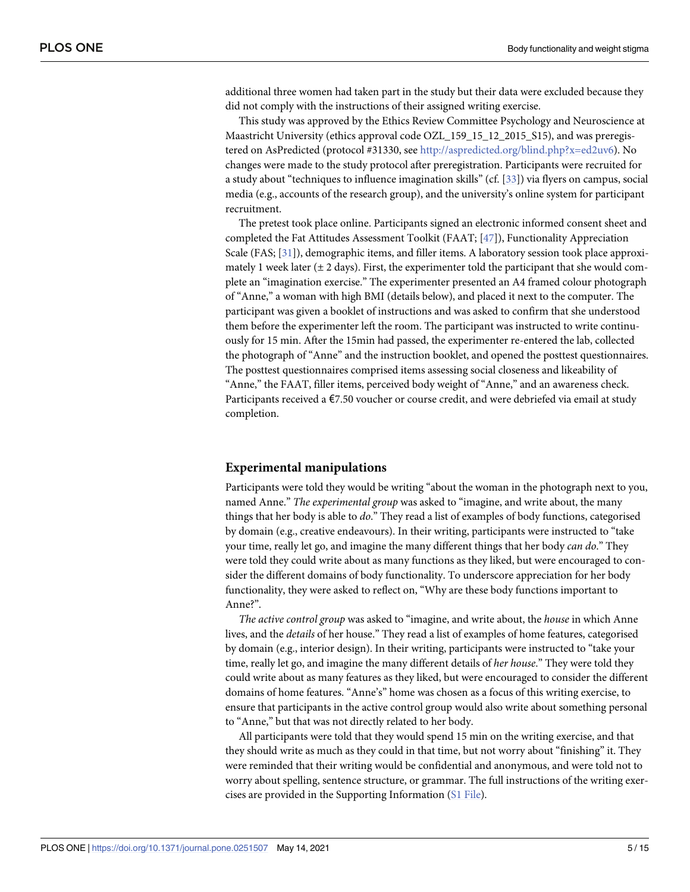additional three women had taken part in the study but their data were excluded because they did not comply with the instructions of their assigned writing exercise.

This study was approved by the Ethics Review Committee Psychology and Neuroscience at Maastricht University (ethics approval code OZL_159_15_12_2015_S15), and was preregistered on AsPredicted (protocol #31330, see http://aspredicted.org/blind.php?x=ed2uv6). No changes were made to the study protocol after preregistration. Participants were recruited for a study about "techniques to influence imagination skills" (cf. [33]) via flyers on campus, social media (e.g., accounts of the research group), and the university's online system for participant recruitment.

The pretest took place online. Participants signed an electronic informed consent sheet and completed the Fat Attitudes Assessment Toolkit (FAAT; [47]), Functionality Appreciation Scale (FAS; [31]), demographic items, and filler items. A laboratory session took place approximately 1 week later (± 2 days). First, the experimenter told the participant that she would complete an "imagination exercise." The experimenter presented an A4 framed colour photograph of "Anne," a woman with high BMI (details below), and placed it next to the computer. The participant was given a booklet of instructions and was asked to confirm that she understood them before the experimenter left the room. The participant was instructed to write continuously for 15 min. After the 15min had passed, the experimenter re-entered the lab, collected the photograph of "Anne" and the instruction booklet, and opened the posttest questionnaires. The posttest questionnaires comprised items assessing social closeness and likeability of "Anne," the FAAT, filler items, perceived body weight of "Anne," and an awareness check. Participants received a €7.50 voucher or course credit, and were debriefed via email at study completion.

## Experimental manipulations

Participants were told they would be writing "about the woman in the photograph next to you, named Anne." *The experimental group* was asked to "imagine, and write about, the many things that her body is able to *do*." They read a list of examples of body functions, categorised by domain (e.g., creative endeavours). In their writing, participants were instructed to "take your time, really let go, and imagine the many different things that her body *can do*." They were told they could write about as many functions as they liked, but were encouraged to consider the different domains of body functionality. To underscore appreciation for her body functionality, they were asked to reflect on, "Why are these body functions important to Anne?".

*The active control group* was asked to "imagine, and write about, the *house* in which Anne lives, and the *details* of her house." They read a list of examples of home features, categorised by domain (e.g., interior design). In their writing, participants were instructed to "take your time, really let go, and imagine the many different details of *her house*." They were told they could write about as many features as they liked, but were encouraged to consider the different domains of home features. "Anne's" home was chosen as a focus of this writing exercise, to ensure that participants in the active control group would also write about something personal to "Anne," but that was not directly related to her body.

All participants were told that they would spend 15 min on the writing exercise, and that they should write as much as they could in that time, but not worry about "finishing" it. They were reminded that their writing would be confidential and anonymous, and were told not to worry about spelling, sentence structure, or grammar. The full instructions of the writing exercises are provided in the Supporting Information (S1 File).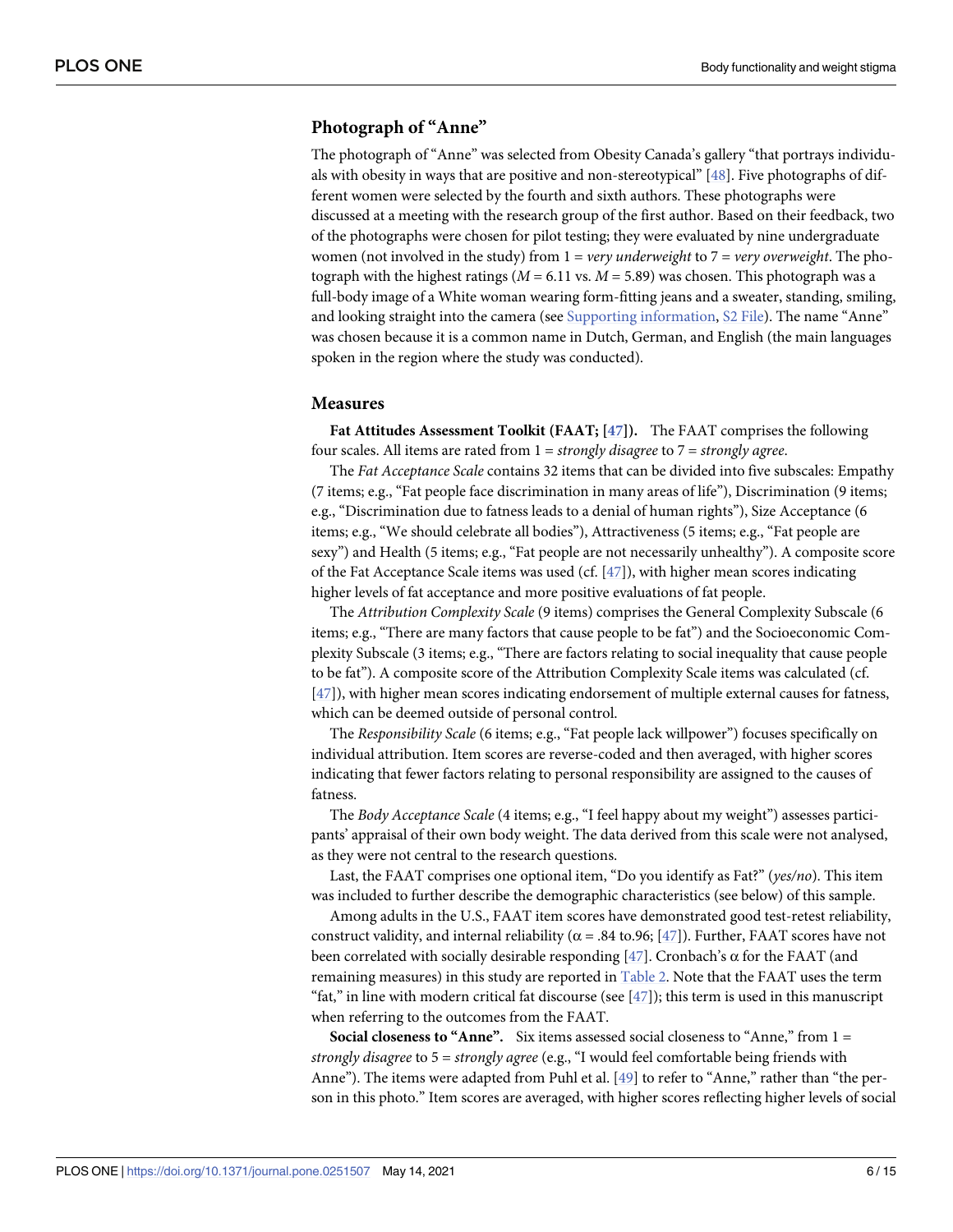### Photograph of "Anne"

The photograph of "Anne" was selected from Obesity Canada's gallery "that portrays individuals with obesity in ways that are positive and non-stereotypical" [48]. Five photographs of different women were selected by the fourth and sixth authors. These photographs were discussed at a meeting with the research group of the first author. Based on their feedback, two of the photographs were chosen for pilot testing; they were evaluated by nine undergraduate women (not involved in the study) from 1 = *very underweight* to 7 = *very overweight*. The photograph with the highest ratings ($M$ = 6.11 vs. $M$ = 5.89) was chosen. This photograph was a full-body image of a White woman wearing form-fitting jeans and a sweater, standing, smiling, and looking straight into the camera (see Supporting information, S2 File). The name "Anne" was chosen because it is a common name in Dutch, German, and English (the main languages spoken in the region where the study was conducted).

### Measures

**Fat Attitudes Assessment Toolkit (FAAT; [47]).** The FAAT comprises the following four scales. All items are rated from 1 = *strongly disagree* to 7 = *strongly agree*.

The *Fat Acceptance Scale* contains 32 items that can be divided into five subscales: Empathy (7 items; e.g., "Fat people face discrimination in many areas of life"), Discrimination (9 items; e.g., "Discrimination due to fatness leads to a denial of human rights"), Size Acceptance (6 items; e.g., "We should celebrate all bodies"), Attractiveness (5 items; e.g., "Fat people are sexy") and Health (5 items; e.g., "Fat people are not necessarily unhealthy"). A composite score of the Fat Acceptance Scale items was used (cf. [47]), with higher mean scores indicating higher levels of fat acceptance and more positive evaluations of fat people.

The *Attribution Complexity Scale* (9 items) comprises the General Complexity Subscale (6 items; e.g., "There are many factors that cause people to be fat") and the Socioeconomic Complexity Subscale (3 items; e.g., "There are factors relating to social inequality that cause people to be fat"). A composite score of the Attribution Complexity Scale items was calculated (cf. [47]), with higher mean scores indicating endorsement of multiple external causes for fatness, which can be deemed outside of personal control.

The *Responsibility Scale* (6 items; e.g., "Fat people lack willpower") focuses specifically on individual attribution. Item scores are reverse-coded and then averaged, with higher scores indicating that fewer factors relating to personal responsibility are assigned to the causes of fatness.

The *Body Acceptance Scale* (4 items; e.g., "I feel happy about my weight") assesses participants' appraisal of their own body weight. The data derived from this scale were not analysed, as they were not central to the research questions.

Last, the FAAT comprises one optional item, "Do you identify as Fat?" (*yes/no*). This item was included to further describe the demographic characteristics (see below) of this sample.

Among adults in the U.S., FAAT item scores have demonstrated good test-retest reliability, construct validity, and internal reliability ($\alpha$ = .84 to.96; [47]). Further, FAAT scores have not been correlated with socially desirable responding [47]. Cronbach's $\alpha$ for the FAAT (and remaining measures) in this study are reported in Table 2. Note that the FAAT uses the term "fat," in line with modern critical fat discourse (see [47]); this term is used in this manuscript when referring to the outcomes from the FAAT.

**Social closeness to "Anne".** Six items assessed social closeness to "Anne," from 1 = *strongly disagree* to 5 = *strongly agree* (e.g., "I would feel comfortable being friends with Anne"). The items were adapted from Puhl et al. [49] to refer to "Anne," rather than "the person in this photo." Item scores are averaged, with higher scores reflecting higher levels of social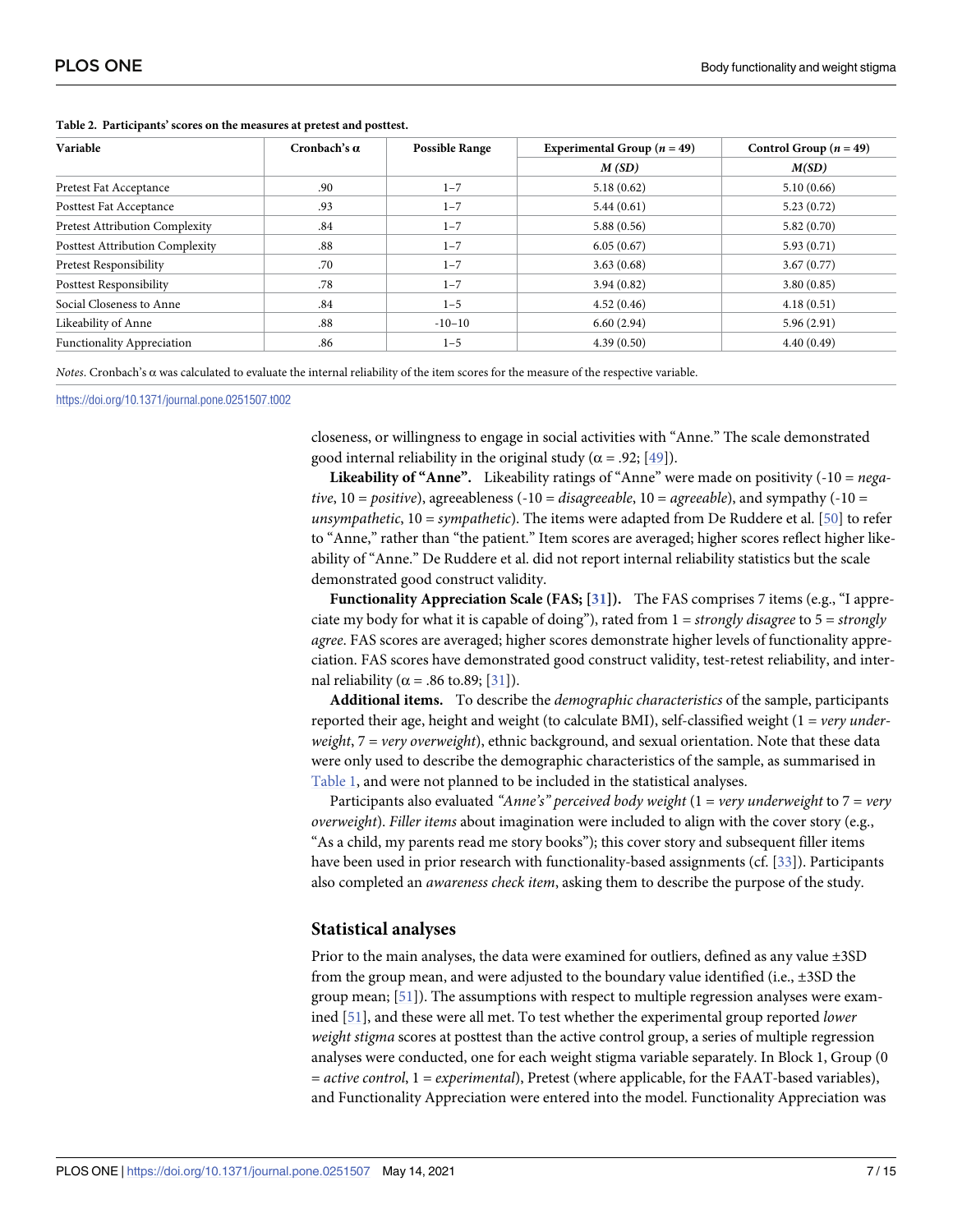**Table 2. Participants' scores on the measures at pretest and posttest.**

| Variable | Cronbach's α | Possible Range | Experimental Group ($n$ = 49) | Control Group ($n$ = 49) |
|---|---|---|---|---|
| | | | *M (SD)* | *M(SD)* |
| Pretest Fat Acceptance | .90 | 1–7 | 5.18 (0.62) | 5.10 (0.66) |
| Posttest Fat Acceptance | .93 | 1–7 | 5.44 (0.61) | 5.23 (0.72) |
| Pretest Attribution Complexity | .84 | 1–7 | 5.88 (0.56) | 5.82 (0.70) |
| Posttest Attribution Complexity | .88 | 1–7 | 6.05 (0.67) | 5.93 (0.71) |
| Pretest Responsibility | .70 | 1–7 | 3.63 (0.68) | 3.67 (0.77) |
| Posttest Responsibility | .78 | 1–7 | 3.94 (0.82) | 3.80 (0.85) |
| Social Closeness to Anne | .84 | 1–5 | 4.52 (0.46) | 4.18 (0.51) |
| Likeability of Anne | .88 | -10–10 | 6.60 (2.94) | 5.96 (2.91) |
| Functionality Appreciation | .86 | 1–5 | 4.39 (0.50) | 4.40 (0.49) |

*Notes*. Cronbach's α was calculated to evaluate the internal reliability of the item scores for the measure of the respective variable.

https://doi.org/10.1371/journal.pone.0251507.t002

closeness, or willingness to engage in social activities with "Anne." The scale demonstrated good internal reliability in the original study (α = .92; [49]).

**Likeability of "Anne".** Likeability ratings of "Anne" were made on positivity (-10 = *negative*, 10 = *positive*), agreeableness (-10 = *disagreeable*, 10 = *agreeable*), and sympathy (-10 = *unsympathetic*, 10 = *sympathetic*). The items were adapted from De Ruddere et al. [50] to refer to "Anne," rather than "the patient." Item scores are averaged; higher scores reflect higher likeability of "Anne." De Ruddere et al. did not report internal reliability statistics but the scale demonstrated good construct validity.

**Functionality Appreciation Scale (FAS; [31]).** The FAS comprises 7 items (e.g., "I appreciate my body for what it is capable of doing"), rated from 1 = *strongly disagree* to 5 = *strongly agree*. FAS scores are averaged; higher scores demonstrate higher levels of functionality appreciation. FAS scores have demonstrated good construct validity, test-retest reliability, and internal reliability (α = .86 to.89; [31]).

**Additional items.** To describe the *demographic characteristics* of the sample, participants reported their age, height and weight (to calculate BMI), self-classified weight (1 = *very underweight*, 7 = *very overweight*), ethnic background, and sexual orientation. Note that these data were only used to describe the demographic characteristics of the sample, as summarised in Table 1, and were not planned to be included in the statistical analyses.

Participants also evaluated *"Anne's" perceived body weight* (1 = *very underweight* to 7 = *very overweight*). *Filler items* about imagination were included to align with the cover story (e.g., "As a child, my parents read me story books"); this cover story and subsequent filler items have been used in prior research with functionality-based assignments (cf. [33]). Participants also completed an *awareness check item*, asking them to describe the purpose of the study.

## Statistical analyses

Prior to the main analyses, the data were examined for outliers, defined as any value ±3SD from the group mean, and were adjusted to the boundary value identified (i.e., ±3SD the group mean; [51]). The assumptions with respect to multiple regression analyses were examined [51], and these were all met. To test whether the experimental group reported *lower weight stigma* scores at posttest than the active control group, a series of multiple regression analyses were conducted, one for each weight stigma variable separately. In Block 1, Group (0 = *active control*, 1 = *experimental*), Pretest (where applicable, for the FAAT-based variables), and Functionality Appreciation were entered into the model. Functionality Appreciation was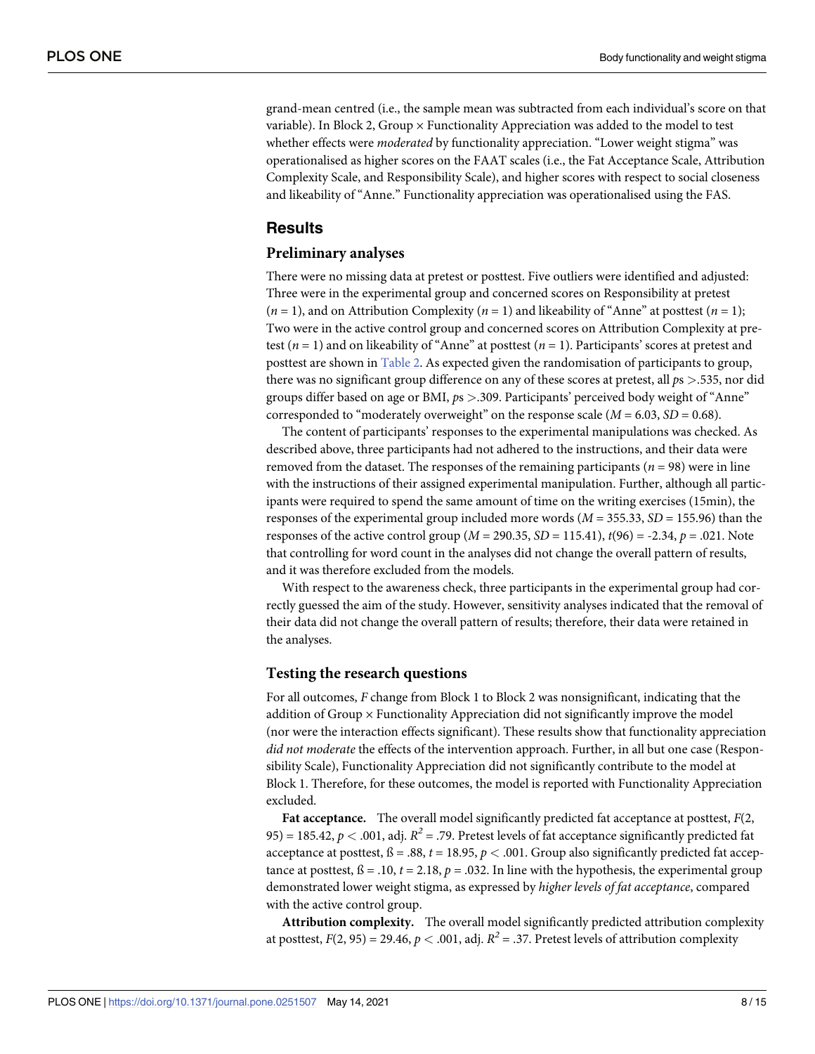grand-mean centred (i.e., the sample mean was subtracted from each individual's score on that variable). In Block 2, Group × Functionality Appreciation was added to the model to test whether effects were *moderated* by functionality appreciation. "Lower weight stigma" was operationalised as higher scores on the FAAT scales (i.e., the Fat Acceptance Scale, Attribution Complexity Scale, and Responsibility Scale), and higher scores with respect to social closeness and likeability of "Anne." Functionality appreciation was operationalised using the FAS.

## Results

### Preliminary analyses

There were no missing data at pretest or posttest. Five outliers were identified and adjusted: Three were in the experimental group and concerned scores on Responsibility at pretest ($n = 1$), and on Attribution Complexity ($n = 1$) and likeability of "Anne" at posttest ($n = 1$); Two were in the active control group and concerned scores on Attribution Complexity at pretest ($n = 1$) and on likeability of "Anne" at posttest ($n = 1$). Participants' scores at pretest and posttest are shown in Table 2. As expected given the randomisation of participants to group, there was no significant group difference on any of these scores at pretest, all *p*s >.535, nor did groups differ based on age or BMI, *p*s >.309. Participants' perceived body weight of "Anne" corresponded to "moderately overweight" on the response scale ($M = 6.03$, $SD = 0.68$).

The content of participants' responses to the experimental manipulations was checked. As described above, three participants had not adhered to the instructions, and their data were removed from the dataset. The responses of the remaining participants ($n = 98$) were in line with the instructions of their assigned experimental manipulation. Further, although all participants were required to spend the same amount of time on the writing exercises (15min), the responses of the experimental group included more words ($M = 355.33$, $SD = 155.96$) than the responses of the active control group ($M = 290.35$, $SD = 115.41$), $t(96) = -2.34$, $p = .021$. Note that controlling for word count in the analyses did not change the overall pattern of results, and it was therefore excluded from the models.

With respect to the awareness check, three participants in the experimental group had correctly guessed the aim of the study. However, sensitivity analyses indicated that the removal of their data did not change the overall pattern of results; therefore, their data were retained in the analyses.

### Testing the research questions

For all outcomes, *F* change from Block 1 to Block 2 was nonsignificant, indicating that the addition of Group × Functionality Appreciation did not significantly improve the model (nor were the interaction effects significant). These results show that functionality appreciation *did not moderate* the effects of the intervention approach. Further, in all but one case (Responsibility Scale), Functionality Appreciation did not significantly contribute to the model at Block 1. Therefore, for these outcomes, the model is reported with Functionality Appreciation excluded.

**Fat acceptance.** The overall model significantly predicted fat acceptance at posttest, $F(2, 95) = 185.42$, $p < .001$, adj. $R^2 = .79$. Pretest levels of fat acceptance significantly predicted fat acceptance at posttest, $ß = .88$, $t = 18.95$, $p < .001$. Group also significantly predicted fat acceptance at posttest, $ß = .10$, $t = 2.18$, $p = .032$. In line with the hypothesis, the experimental group demonstrated lower weight stigma, as expressed by *higher levels of fat acceptance*, compared with the active control group.

**Attribution complexity.** The overall model significantly predicted attribution complexity at posttest, $F(2, 95) = 29.46$, $p < .001$, adj. $R^2 = .37$. Pretest levels of attribution complexity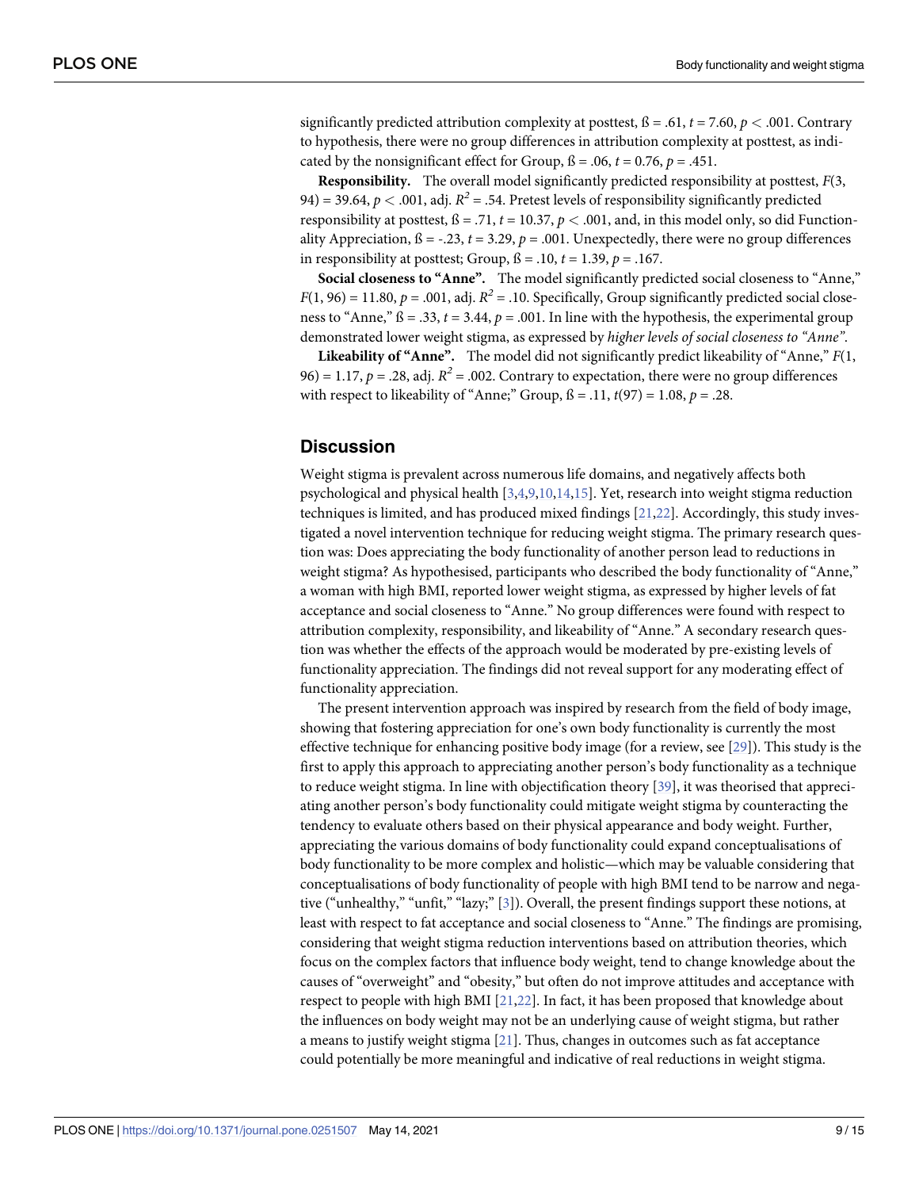significantly predicted attribution complexity at posttest, ß = .61, $t = 7.60$, $p < .001$. Contrary to hypothesis, there were no group differences in attribution complexity at posttest, as indicated by the nonsignificant effect for Group, ß = .06, $t = 0.76$, $p = .451$.

**Responsibility.** The overall model significantly predicted responsibility at posttest, $F(3, 94) = 39.64$, $p < .001$, adj. $R^2 = .54$. Pretest levels of responsibility significantly predicted responsibility at posttest, ß = .71, $t = 10.37$, $p < .001$, and, in this model only, so did Functionality Appreciation, ß = -.23, $t = 3.29$, $p = .001$. Unexpectedly, there were no group differences in responsibility at posttest; Group, ß = .10, $t = 1.39$, $p = .167$.

**Social closeness to "Anne".** The model significantly predicted social closeness to "Anne," $F(1, 96) = 11.80$, $p = .001$, adj. $R^2 = .10$. Specifically, Group significantly predicted social closeness to "Anne," ß = .33, $t = 3.44$, $p = .001$. In line with the hypothesis, the experimental group demonstrated lower weight stigma, as expressed by *higher levels of social closeness to "Anne"*.

**Likeability of "Anne".** The model did not significantly predict likeability of "Anne," $F(1, 96) = 1.17$, $p = .28$, adj. $R^2 = .002$. Contrary to expectation, there were no group differences with respect to likeability of "Anne;" Group, ß = .11, $t(97) = 1.08$, $p = .28$.

## Discussion

Weight stigma is prevalent across numerous life domains, and negatively affects both psychological and physical health [3,4,9,10,14,15]. Yet, research into weight stigma reduction techniques is limited, and has produced mixed findings [21,22]. Accordingly, this study investigated a novel intervention technique for reducing weight stigma. The primary research question was: Does appreciating the body functionality of another person lead to reductions in weight stigma? As hypothesised, participants who described the body functionality of "Anne," a woman with high BMI, reported lower weight stigma, as expressed by higher levels of fat acceptance and social closeness to "Anne." No group differences were found with respect to attribution complexity, responsibility, and likeability of "Anne." A secondary research question was whether the effects of the approach would be moderated by pre-existing levels of functionality appreciation. The findings did not reveal support for any moderating effect of functionality appreciation.

The present intervention approach was inspired by research from the field of body image, showing that fostering appreciation for one's own body functionality is currently the most effective technique for enhancing positive body image (for a review, see [29]). This study is the first to apply this approach to appreciating another person's body functionality as a technique to reduce weight stigma. In line with objectification theory [39], it was theorised that appreciating another person's body functionality could mitigate weight stigma by counteracting the tendency to evaluate others based on their physical appearance and body weight. Further, appreciating the various domains of body functionality could expand conceptualisations of body functionality to be more complex and holistic—which may be valuable considering that conceptualisations of body functionality of people with high BMI tend to be narrow and negative ("unhealthy," "unfit," "lazy;" [3]). Overall, the present findings support these notions, at least with respect to fat acceptance and social closeness to "Anne." The findings are promising, considering that weight stigma reduction interventions based on attribution theories, which focus on the complex factors that influence body weight, tend to change knowledge about the causes of "overweight" and "obesity," but often do not improve attitudes and acceptance with respect to people with high BMI [21,22]. In fact, it has been proposed that knowledge about the influences on body weight may not be an underlying cause of weight stigma, but rather a means to justify weight stigma [21]. Thus, changes in outcomes such as fat acceptance could potentially be more meaningful and indicative of real reductions in weight stigma.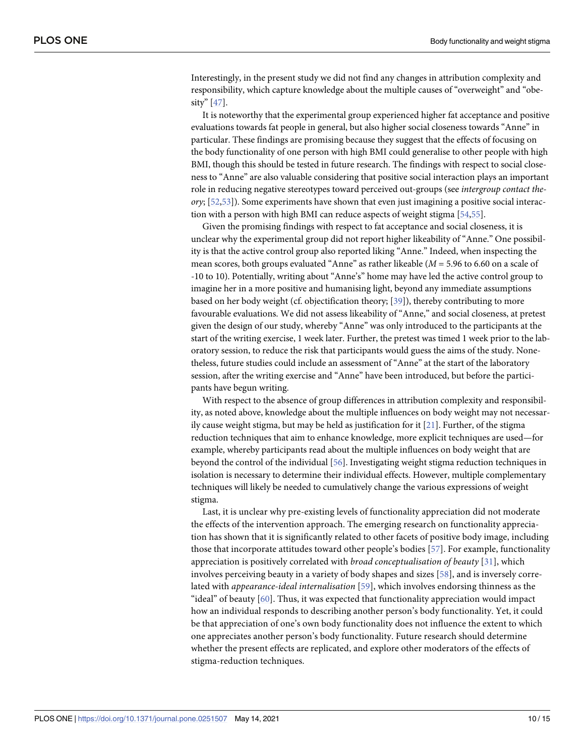Interestingly, in the present study we did not find any changes in attribution complexity and responsibility, which capture knowledge about the multiple causes of "overweight" and "obesity" [47].

It is noteworthy that the experimental group experienced higher fat acceptance and positive evaluations towards fat people in general, but also higher social closeness towards "Anne" in particular. These findings are promising because they suggest that the effects of focusing on the body functionality of one person with high BMI could generalise to other people with high BMI, though this should be tested in future research. The findings with respect to social closeness to "Anne" are also valuable considering that positive social interaction plays an important role in reducing negative stereotypes toward perceived out-groups (see *intergroup contact theory*; [52,53]). Some experiments have shown that even just imagining a positive social interaction with a person with high BMI can reduce aspects of weight stigma [54,55].

Given the promising findings with respect to fat acceptance and social closeness, it is unclear why the experimental group did not report higher likeability of "Anne." One possibility is that the active control group also reported liking "Anne." Indeed, when inspecting the mean scores, both groups evaluated "Anne" as rather likeable ($M$ = 5.96 to 6.60 on a scale of -10 to 10). Potentially, writing about "Anne's" home may have led the active control group to imagine her in a more positive and humanising light, beyond any immediate assumptions based on her body weight (cf. objectification theory; [39]), thereby contributing to more favourable evaluations. We did not assess likeability of "Anne," and social closeness, at pretest given the design of our study, whereby "Anne" was only introduced to the participants at the start of the writing exercise, 1 week later. Further, the pretest was timed 1 week prior to the laboratory session, to reduce the risk that participants would guess the aims of the study. Nonetheless, future studies could include an assessment of "Anne" at the start of the laboratory session, after the writing exercise and "Anne" have been introduced, but before the participants have begun writing.

With respect to the absence of group differences in attribution complexity and responsibility, as noted above, knowledge about the multiple influences on body weight may not necessarily cause weight stigma, but may be held as justification for it [21]. Further, of the stigma reduction techniques that aim to enhance knowledge, more explicit techniques are used—for example, whereby participants read about the multiple influences on body weight that are beyond the control of the individual [56]. Investigating weight stigma reduction techniques in isolation is necessary to determine their individual effects. However, multiple complementary techniques will likely be needed to cumulatively change the various expressions of weight stigma.

Last, it is unclear why pre-existing levels of functionality appreciation did not moderate the effects of the intervention approach. The emerging research on functionality appreciation has shown that it is significantly related to other facets of positive body image, including those that incorporate attitudes toward other people's bodies [57]. For example, functionality appreciation is positively correlated with *broad conceptualisation of beauty* [31], which involves perceiving beauty in a variety of body shapes and sizes [58], and is inversely correlated with *appearance-ideal internalisation* [59], which involves endorsing thinness as the "ideal" of beauty [60]. Thus, it was expected that functionality appreciation would impact how an individual responds to describing another person's body functionality. Yet, it could be that appreciation of one's own body functionality does not influence the extent to which one appreciates another person's body functionality. Future research should determine whether the present effects are replicated, and explore other moderators of the effects of stigma-reduction techniques.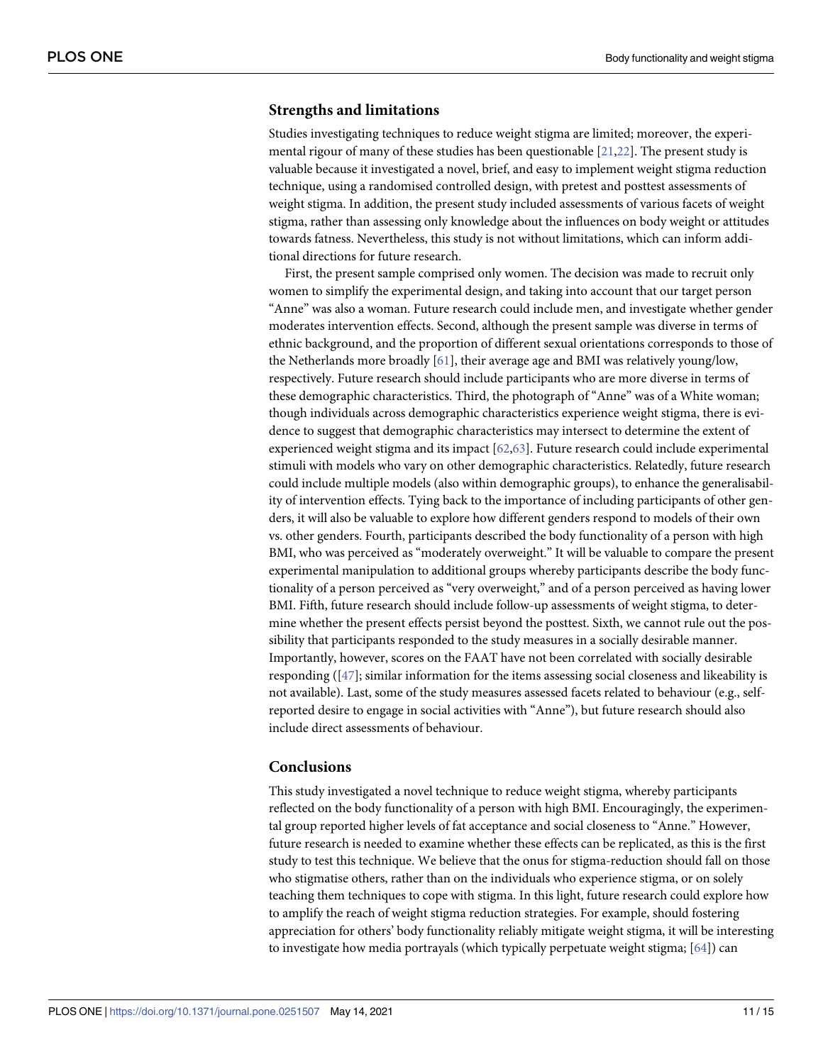## Strengths and limitations

Studies investigating techniques to reduce weight stigma are limited; moreover, the experimental rigour of many of these studies has been questionable [21,22]. The present study is valuable because it investigated a novel, brief, and easy to implement weight stigma reduction technique, using a randomised controlled design, with pretest and posttest assessments of weight stigma. In addition, the present study included assessments of various facets of weight stigma, rather than assessing only knowledge about the influences on body weight or attitudes towards fatness. Nevertheless, this study is not without limitations, which can inform additional directions for future research.

First, the present sample comprised only women. The decision was made to recruit only women to simplify the experimental design, and taking into account that our target person "Anne" was also a woman. Future research could include men, and investigate whether gender moderates intervention effects. Second, although the present sample was diverse in terms of ethnic background, and the proportion of different sexual orientations corresponds to those of the Netherlands more broadly [61], their average age and BMI was relatively young/low, respectively. Future research should include participants who are more diverse in terms of these demographic characteristics. Third, the photograph of "Anne" was of a White woman; though individuals across demographic characteristics experience weight stigma, there is evidence to suggest that demographic characteristics may intersect to determine the extent of experienced weight stigma and its impact [62,63]. Future research could include experimental stimuli with models who vary on other demographic characteristics. Relatedly, future research could include multiple models (also within demographic groups), to enhance the generalisability of intervention effects. Tying back to the importance of including participants of other genders, it will also be valuable to explore how different genders respond to models of their own vs. other genders. Fourth, participants described the body functionality of a person with high BMI, who was perceived as "moderately overweight." It will be valuable to compare the present experimental manipulation to additional groups whereby participants describe the body functionality of a person perceived as "very overweight," and of a person perceived as having lower BMI. Fifth, future research should include follow-up assessments of weight stigma, to determine whether the present effects persist beyond the posttest. Sixth, we cannot rule out the possibility that participants responded to the study measures in a socially desirable manner. Importantly, however, scores on the FAAT have not been correlated with socially desirable responding ([47]; similar information for the items assessing social closeness and likeability is not available). Last, some of the study measures assessed facets related to behaviour (e.g., self-reported desire to engage in social activities with "Anne"), but future research should also include direct assessments of behaviour.

## Conclusions

This study investigated a novel technique to reduce weight stigma, whereby participants reflected on the body functionality of a person with high BMI. Encouragingly, the experimental group reported higher levels of fat acceptance and social closeness to "Anne." However, future research is needed to examine whether these effects can be replicated, as this is the first study to test this technique. We believe that the onus for stigma-reduction should fall on those who stigmatise others, rather than on the individuals who experience stigma, or on solely teaching them techniques to cope with stigma. In this light, future research could explore how to amplify the reach of weight stigma reduction strategies. For example, should fostering appreciation for others' body functionality reliably mitigate weight stigma, it will be interesting to investigate how media portrayals (which typically perpetuate weight stigma; [64]) can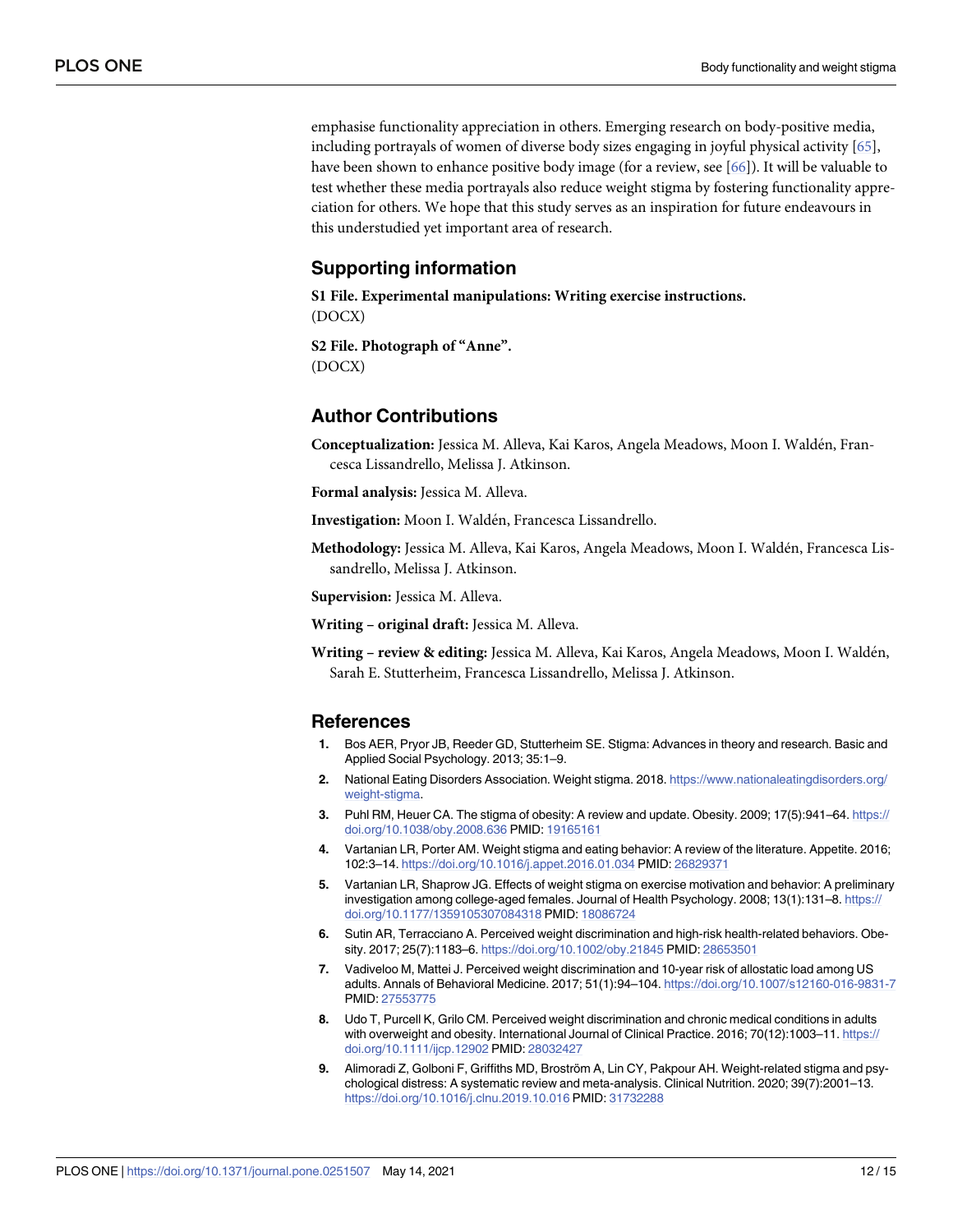emphasise functionality appreciation in others. Emerging research on body-positive media, including portrayals of women of diverse body sizes engaging in joyful physical activity [65], have been shown to enhance positive body image (for a review, see [66]). It will be valuable to test whether these media portrayals also reduce weight stigma by fostering functionality appreciation for others. We hope that this study serves as an inspiration for future endeavours in this understudied yet important area of research.

## Supporting information

**S1 File. Experimental manipulations: Writing exercise instructions.**
(DOCX)

**S2 File. Photograph of "Anne".**
(DOCX)

## Author Contributions

**Conceptualization:** Jessica M. Alleva, Kai Karos, Angela Meadows, Moon I. Waldén, Francesca Lissandrello, Melissa J. Atkinson.

**Formal analysis:** Jessica M. Alleva.

**Investigation:** Moon I. Waldén, Francesca Lissandrello.

**Methodology:** Jessica M. Alleva, Kai Karos, Angela Meadows, Moon I. Waldén, Francesca Lissandrello, Melissa J. Atkinson.

**Supervision:** Jessica M. Alleva.

**Writing – original draft:** Jessica M. Alleva.

**Writing – review & editing:** Jessica M. Alleva, Kai Karos, Angela Meadows, Moon I. Waldén, Sarah E. Stutterheim, Francesca Lissandrello, Melissa J. Atkinson.

## References

1. Bos AER, Pryor JB, Reeder GD, Stutterheim SE. Stigma: Advances in theory and research. Basic and Applied Social Psychology. 2013; 35:1–9.
2. National Eating Disorders Association. Weight stigma. 2018. https://www.nationaleatingdisorders.org/weight-stigma.
3. Puhl RM, Heuer CA. The stigma of obesity: A review and update. Obesity. 2009; 17(5):941–64. https://doi.org/10.1038/oby.2008.636 PMID: 19165161
4. Vartanian LR, Porter AM. Weight stigma and eating behavior: A review of the literature. Appetite. 2016; 102:3–14. https://doi.org/10.1016/j.appet.2016.01.034 PMID: 26829371
5. Vartanian LR, Shaprow JG. Effects of weight stigma on exercise motivation and behavior: A preliminary investigation among college-aged females. Journal of Health Psychology. 2008; 13(1):131–8. https://doi.org/10.1177/1359105307084318 PMID: 18086724
6. Sutin AR, Terracciano A. Perceived weight discrimination and high-risk health-related behaviors. Obesity. 2017; 25(7):1183–6. https://doi.org/10.1002/oby.21845 PMID: 28653501
7. Vadiveloo M, Mattei J. Perceived weight discrimination and 10-year risk of allostatic load among US adults. Annals of Behavioral Medicine. 2017; 51(1):94–104. https://doi.org/10.1007/s12160-016-9831-7 PMID: 27553775
8. Udo T, Purcell K, Grilo CM. Perceived weight discrimination and chronic medical conditions in adults with overweight and obesity. International Journal of Clinical Practice. 2016; 70(12):1003–11. https://doi.org/10.1111/ijcp.12902 PMID: 28032427
9. Alimoradi Z, Golboni F, Griffiths MD, Broström A, Lin CY, Pakpour AH. Weight-related stigma and psychological distress: A systematic review and meta-analysis. Clinical Nutrition. 2020; 39(7):2001–13. https://doi.org/10.1016/j.clnu.2019.10.016 PMID: 31732288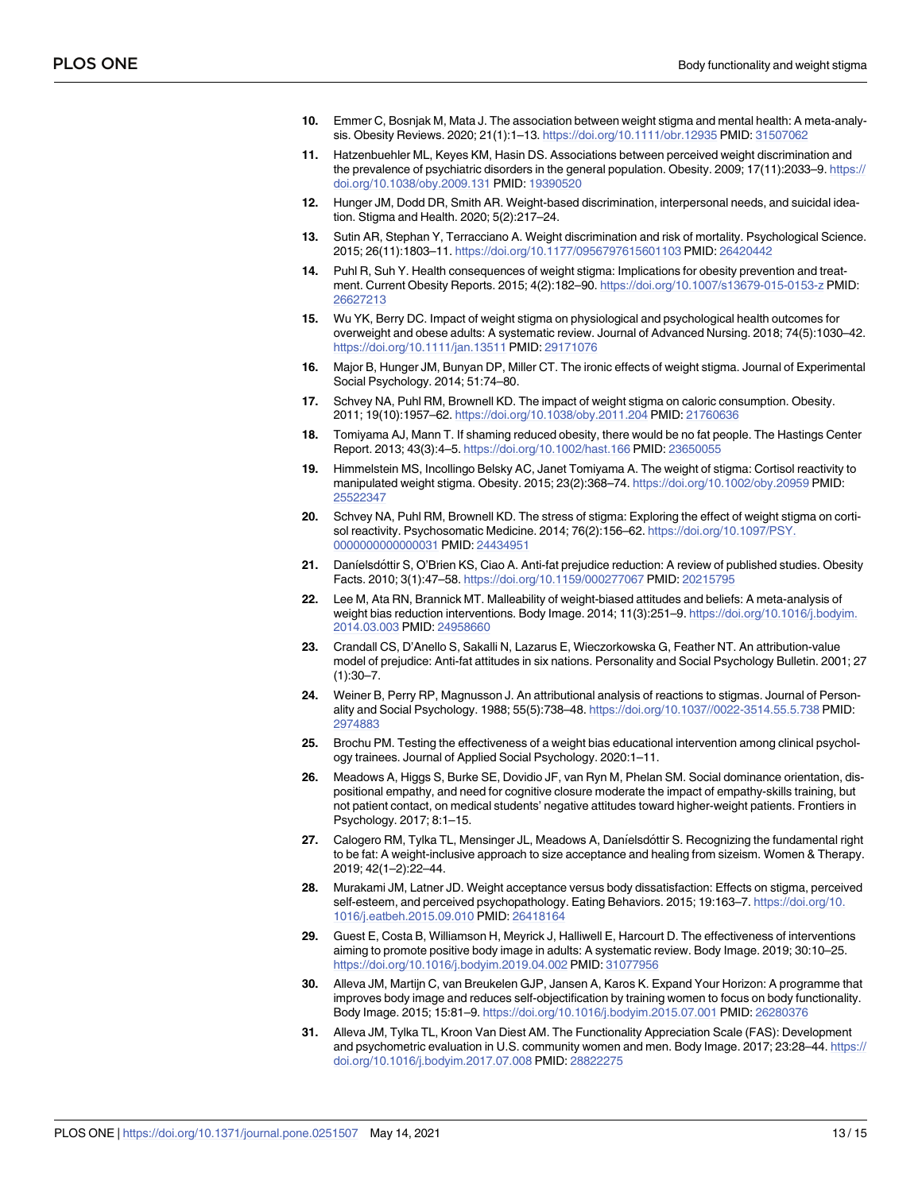10. Emmer C, Bosnjak M, Mata J. The association between weight stigma and mental health: A meta-analysis. Obesity Reviews. 2020; 21(1):1–13. https://doi.org/10.1111/obr.12935 PMID: 31507062

11. Hatzenbuehler ML, Keyes KM, Hasin DS. Associations between perceived weight discrimination and the prevalence of psychiatric disorders in the general population. Obesity. 2009; 17(11):2033–9. https://doi.org/10.1038/oby.2009.131 PMID: 19390520

12. Hunger JM, Dodd DR, Smith AR. Weight-based discrimination, interpersonal needs, and suicidal ideation. Stigma and Health. 2020; 5(2):217–24.

13. Sutin AR, Stephan Y, Terracciano A. Weight discrimination and risk of mortality. Psychological Science. 2015; 26(11):1803–11. https://doi.org/10.1177/0956797615601103 PMID: 26420442

14. Puhl R, Suh Y. Health consequences of weight stigma: Implications for obesity prevention and treatment. Current Obesity Reports. 2015; 4(2):182–90. https://doi.org/10.1007/s13679-015-0153-z PMID: 26627213

15. Wu YK, Berry DC. Impact of weight stigma on physiological and psychological health outcomes for overweight and obese adults: A systematic review. Journal of Advanced Nursing. 2018; 74(5):1030–42. https://doi.org/10.1111/jan.13511 PMID: 29171076

16. Major B, Hunger JM, Bunyan DP, Miller CT. The ironic effects of weight stigma. Journal of Experimental Social Psychology. 2014; 51:74–80.

17. Schvey NA, Puhl RM, Brownell KD. The impact of weight stigma on caloric consumption. Obesity. 2011; 19(10):1957–62. https://doi.org/10.1038/oby.2011.204 PMID: 21760636

18. Tomiyama AJ, Mann T. If shaming reduced obesity, there would be no fat people. The Hastings Center Report. 2013; 43(3):4–5. https://doi.org/10.1002/hast.166 PMID: 23650055

19. Himmelstein MS, Incollingo Belsky AC, Janet Tomiyama A. The weight of stigma: Cortisol reactivity to manipulated weight stigma. Obesity. 2015; 23(2):368–74. https://doi.org/10.1002/oby.20959 PMID: 25522347

20. Schvey NA, Puhl RM, Brownell KD. The stress of stigma: Exploring the effect of weight stigma on cortisol reactivity. Psychosomatic Medicine. 2014; 76(2):156–62. https://doi.org/10.1097/PSY.0000000000000031 PMID: 24434951

21. Daníelsdóttir S, O'Brien KS, Ciao A. Anti-fat prejudice reduction: A review of published studies. Obesity Facts. 2010; 3(1):47–58. https://doi.org/10.1159/000277067 PMID: 20215795

22. Lee M, Ata RN, Brannick MT. Malleability of weight-biased attitudes and beliefs: A meta-analysis of weight bias reduction interventions. Body Image. 2014; 11(3):251–9. https://doi.org/10.1016/j.bodyim.2014.03.003 PMID: 24958660

23. Crandall CS, D'Anello S, Sakalli N, Lazarus E, Wieczorkowska G, Feather NT. An attribution-value model of prejudice: Anti-fat attitudes in six nations. Personality and Social Psychology Bulletin. 2001; 27 (1):30–7.

24. Weiner B, Perry RP, Magnusson J. An attributional analysis of reactions to stigmas. Journal of Personality and Social Psychology. 1988; 55(5):738–48. https://doi.org/10.1037//0022-3514.55.5.738 PMID: 2974883

25. Brochu PM. Testing the effectiveness of a weight bias educational intervention among clinical psychology trainees. Journal of Applied Social Psychology. 2020:1–11.

26. Meadows A, Higgs S, Burke SE, Dovidio JF, van Ryn M, Phelan SM. Social dominance orientation, dispositional empathy, and need for cognitive closure moderate the impact of empathy-skills training, but not patient contact, on medical students' negative attitudes toward higher-weight patients. Frontiers in Psychology. 2017; 8:1–15.

27. Calogero RM, Tylka TL, Mensinger JL, Meadows A, Daníelsdóttir S. Recognizing the fundamental right to be fat: A weight-inclusive approach to size acceptance and healing from sizeism. Women & Therapy. 2019; 42(1–2):22–44.

28. Murakami JM, Latner JD. Weight acceptance versus body dissatisfaction: Effects on stigma, perceived self-esteem, and perceived psychopathology. Eating Behaviors. 2015; 19:163–7. https://doi.org/10.1016/j.eatbeh.2015.09.010 PMID: 26418164

29. Guest E, Costa B, Williamson H, Meyrick J, Halliwell E, Harcourt D. The effectiveness of interventions aiming to promote positive body image in adults: A systematic review. Body Image. 2019; 30:10–25. https://doi.org/10.1016/j.bodyim.2019.04.002 PMID: 31077956

30. Alleva JM, Martijn C, van Breukelen GJP, Jansen A, Karos K. Expand Your Horizon: A programme that improves body image and reduces self-objectification by training women to focus on body functionality. Body Image. 2015; 15:81–9. https://doi.org/10.1016/j.bodyim.2015.07.001 PMID: 26280376

31. Alleva JM, Tylka TL, Kroon Van Diest AM. The Functionality Appreciation Scale (FAS): Development and psychometric evaluation in U.S. community women and men. Body Image. 2017; 23:28–44. https://doi.org/10.1016/j.bodyim.2017.07.008 PMID: 28822275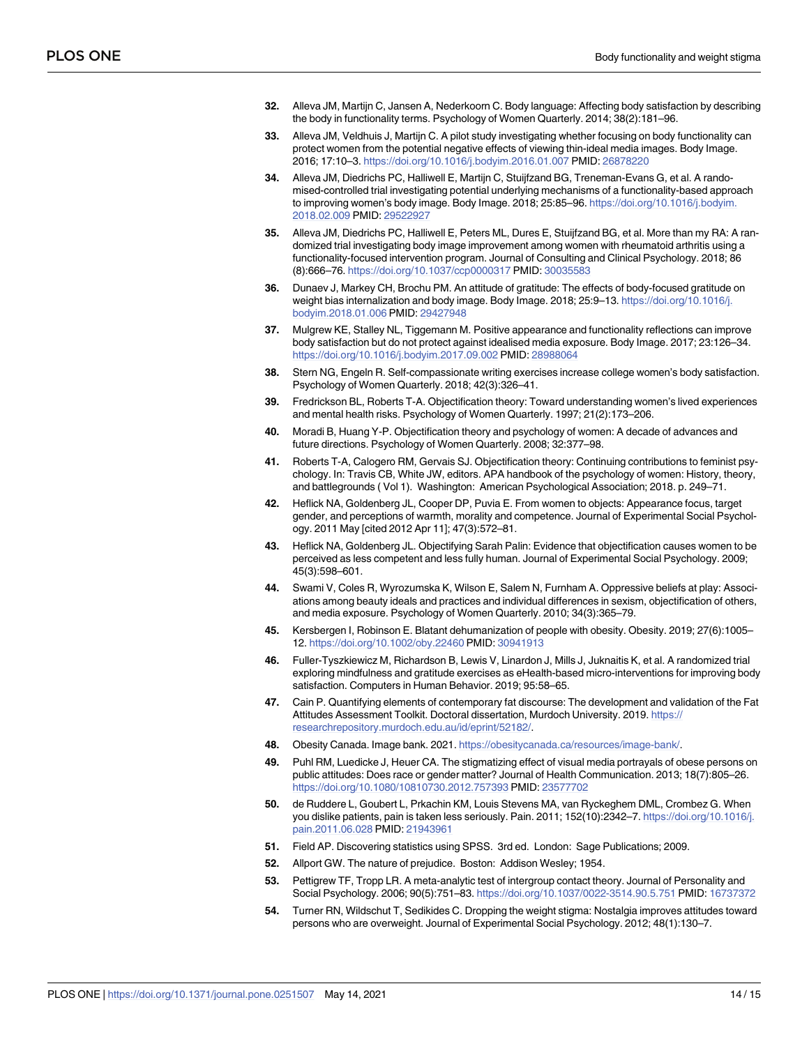32. Alleva JM, Martijn C, Jansen A, Nederkoorn C. Body language: Affecting body satisfaction by describing the body in functionality terms. Psychology of Women Quarterly. 2014; 38(2):181–96.

33. Alleva JM, Veldhuis J, Martijn C. A pilot study investigating whether focusing on body functionality can protect women from the potential negative effects of viewing thin-ideal media images. Body Image. 2016; 17:10–3. https://doi.org/10.1016/j.bodyim.2016.01.007 PMID: 26878220

34. Alleva JM, Diedrichs PC, Halliwell E, Martijn C, Stuijfzand BG, Treneman-Evans G, et al. A randomised-controlled trial investigating potential underlying mechanisms of a functionality-based approach to improving women's body image. Body Image. 2018; 25:85–96. https://doi.org/10.1016/j.bodyim.2018.02.009 PMID: 29522927

35. Alleva JM, Diedrichs PC, Halliwell E, Peters ML, Dures E, Stuijfzand BG, et al. More than my RA: A randomized trial investigating body image improvement among women with rheumatoid arthritis using a functionality-focused intervention program. Journal of Consulting and Clinical Psychology. 2018; 86 (8):666–76. https://doi.org/10.1037/ccp0000317 PMID: 30035583

36. Dunaev J, Markey CH, Brochu PM. An attitude of gratitude: The effects of body-focused gratitude on weight bias internalization and body image. Body Image. 2018; 25:9–13. https://doi.org/10.1016/j.bodyim.2018.01.006 PMID: 29427948

37. Mulgrew KE, Stalley NL, Tiggemann M. Positive appearance and functionality reflections can improve body satisfaction but do not protect against idealised media exposure. Body Image. 2017; 23:126–34. https://doi.org/10.1016/j.bodyim.2017.09.002 PMID: 28988064

38. Stern NG, Engeln R. Self-compassionate writing exercises increase college women's body satisfaction. Psychology of Women Quarterly. 2018; 42(3):326–41.

39. Fredrickson BL, Roberts T-A. Objectification theory: Toward understanding women's lived experiences and mental health risks. Psychology of Women Quarterly. 1997; 21(2):173–206.

40. Moradi B, Huang Y-P. Objectification theory and psychology of women: A decade of advances and future directions. Psychology of Women Quarterly. 2008; 32:377–98.

41. Roberts T-A, Calogero RM, Gervais SJ. Objectification theory: Continuing contributions to feminist psychology. In: Travis CB, White JW, editors. APA handbook of the psychology of women: History, theory, and battlegrounds ( Vol 1). Washington: American Psychological Association; 2018. p. 249–71.

42. Heflick NA, Goldenberg JL, Cooper DP, Puvia E. From women to objects: Appearance focus, target gender, and perceptions of warmth, morality and competence. Journal of Experimental Social Psychology. 2011 May [cited 2012 Apr 11]; 47(3):572–81.

43. Heflick NA, Goldenberg JL. Objectifying Sarah Palin: Evidence that objectification causes women to be perceived as less competent and less fully human. Journal of Experimental Social Psychology. 2009; 45(3):598–601.

44. Swami V, Coles R, Wyrozumska K, Wilson E, Salem N, Furnham A. Oppressive beliefs at play: Associations among beauty ideals and practices and individual differences in sexism, objectification of others, and media exposure. Psychology of Women Quarterly. 2010; 34(3):365–79.

45. Kersbergen I, Robinson E. Blatant dehumanization of people with obesity. Obesity. 2019; 27(6):1005–12. https://doi.org/10.1002/oby.22460 PMID: 30941913

46. Fuller-Tyszkiewicz M, Richardson B, Lewis V, Linardon J, Mills J, Juknaitis K, et al. A randomized trial exploring mindfulness and gratitude exercises as eHealth-based micro-interventions for improving body satisfaction. Computers in Human Behavior. 2019; 95:58–65.

47. Cain P. Quantifying elements of contemporary fat discourse: The development and validation of the Fat Attitudes Assessment Toolkit. Doctoral dissertation, Murdoch University. 2019. https://researchrepository.murdoch.edu.au/id/eprint/52182/.

48. Obesity Canada. Image bank. 2021. https://obesitycanada.ca/resources/image-bank/.

49. Puhl RM, Luedicke J, Heuer CA. The stigmatizing effect of visual media portrayals of obese persons on public attitudes: Does race or gender matter? Journal of Health Communication. 2013; 18(7):805–26. https://doi.org/10.1080/10810730.2012.757393 PMID: 23577702

50. de Ruddere L, Goubert L, Prkachin KM, Louis Stevens MA, van Ryckeghem DML, Crombez G. When you dislike patients, pain is taken less seriously. Pain. 2011; 152(10):2342–7. https://doi.org/10.1016/j.pain.2011.06.028 PMID: 21943961

51. Field AP. Discovering statistics using SPSS. 3rd ed. London: Sage Publications; 2009.

52. Allport GW. The nature of prejudice. Boston: Addison Wesley; 1954.

53. Pettigrew TF, Tropp LR. A meta-analytic test of intergroup contact theory. Journal of Personality and Social Psychology. 2006; 90(5):751–83. https://doi.org/10.1037/0022-3514.90.5.751 PMID: 16737372

54. Turner RN, Wildschut T, Sedikides C. Dropping the weight stigma: Nostalgia improves attitudes toward persons who are overweight. Journal of Experimental Social Psychology. 2012; 48(1):130–7.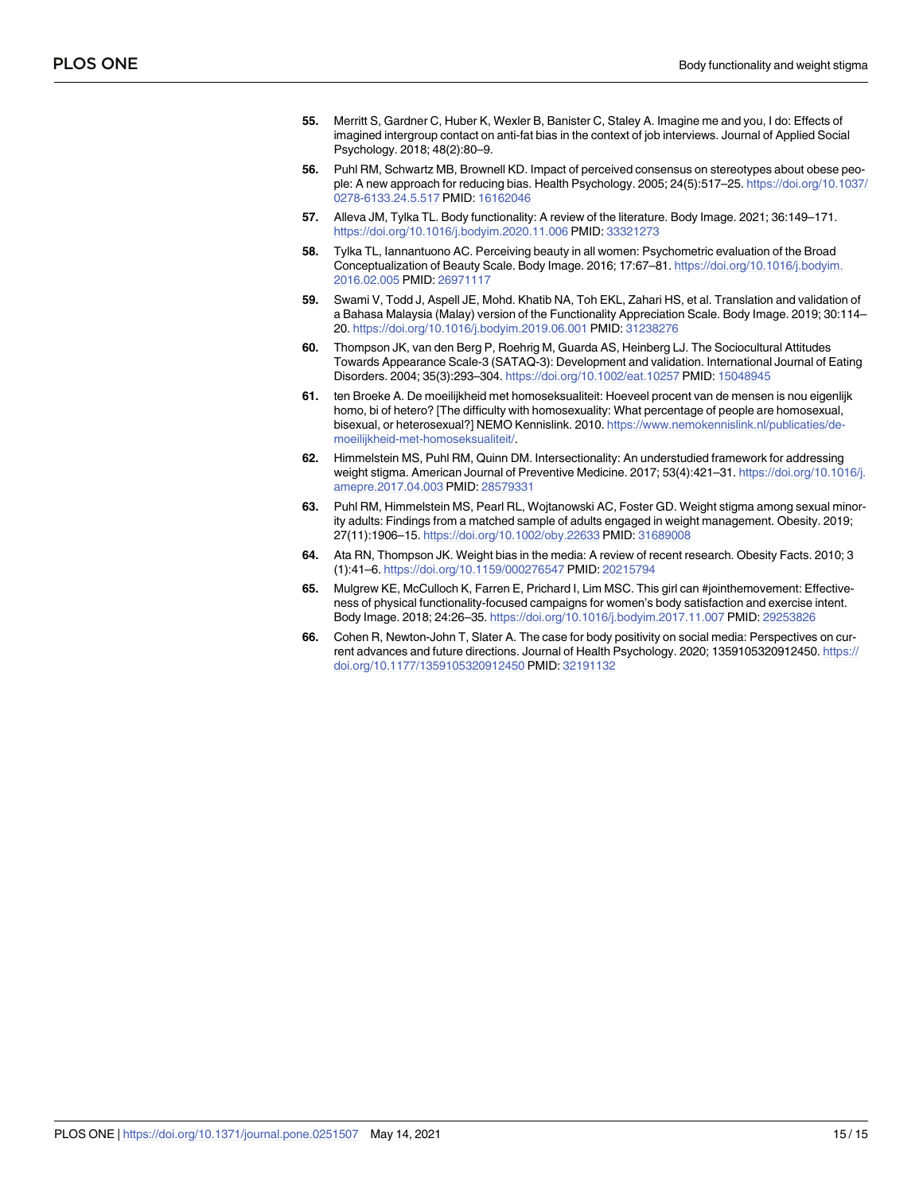55. Merritt S, Gardner C, Huber K, Wexler B, Banister C, Staley A. Imagine me and you, I do: Effects of imagined intergroup contact on anti-fat bias in the context of job interviews. Journal of Applied Social Psychology. 2018; 48(2):80–9.

56. Puhl RM, Schwartz MB, Brownell KD. Impact of perceived consensus on stereotypes about obese people: A new approach for reducing bias. Health Psychology. 2005; 24(5):517–25. https://doi.org/10.1037/0278-6133.24.5.517 PMID: 16162046

57. Alleva JM, Tylka TL. Body functionality: A review of the literature. Body Image. 2021; 36:149–171. https://doi.org/10.1016/j.bodyim.2020.11.006 PMID: 33321273

58. Tylka TL, Iannantuono AC. Perceiving beauty in all women: Psychometric evaluation of the Broad Conceptualization of Beauty Scale. Body Image. 2016; 17:67–81. https://doi.org/10.1016/j.bodyim.2016.02.005 PMID: 26971117

59. Swami V, Todd J, Aspell JE, Mohd. Khatib NA, Toh EKL, Zahari HS, et al. Translation and validation of a Bahasa Malaysia (Malay) version of the Functionality Appreciation Scale. Body Image. 2019; 30:114–20. https://doi.org/10.1016/j.bodyim.2019.06.001 PMID: 31238276

60. Thompson JK, van den Berg P, Roehrig M, Guarda AS, Heinberg LJ. The Sociocultural Attitudes Towards Appearance Scale-3 (SATAQ-3): Development and validation. International Journal of Eating Disorders. 2004; 35(3):293–304. https://doi.org/10.1002/eat.10257 PMID: 15048945

61. ten Broeke A. De moeilijkheid met homoseksualiteit: Hoeveel procent van de mensen is nou eigenlijk homo, bi of hetero? [The difficulty with homosexuality: What percentage of people are homosexual, bisexual, or heterosexual?] NEMO Kennislink. 2010. https://www.nemokennislink.nl/publicaties/de-moeilijkheid-met-homoseksualiteit/.

62. Himmelstein MS, Puhl RM, Quinn DM. Intersectionality: An understudied framework for addressing weight stigma. American Journal of Preventive Medicine. 2017; 53(4):421–31. https://doi.org/10.1016/j.amepre.2017.04.003 PMID: 28579331

63. Puhl RM, Himmelstein MS, Pearl RL, Wojtanowski AC, Foster GD. Weight stigma among sexual minority adults: Findings from a matched sample of adults engaged in weight management. Obesity. 2019; 27(11):1906–15. https://doi.org/10.1002/oby.22633 PMID: 31689008

64. Ata RN, Thompson JK. Weight bias in the media: A review of recent research. Obesity Facts. 2010; 3 (1):41–6. https://doi.org/10.1159/000276547 PMID: 20215794

65. Mulgrew KE, McCulloch K, Farren E, Prichard I, Lim MSC. This girl can #jointhemovement: Effectiveness of physical functionality-focused campaigns for women's body satisfaction and exercise intent. Body Image. 2018; 24:26–35. https://doi.org/10.1016/j.bodyim.2017.11.007 PMID: 29253826

66. Cohen R, Newton-John T, Slater A. The case for body positivity on social media: Perspectives on current advances and future directions. Journal of Health Psychology. 2020; 1359105320912450. https://doi.org/10.1177/1359105320912450 PMID: 32191132